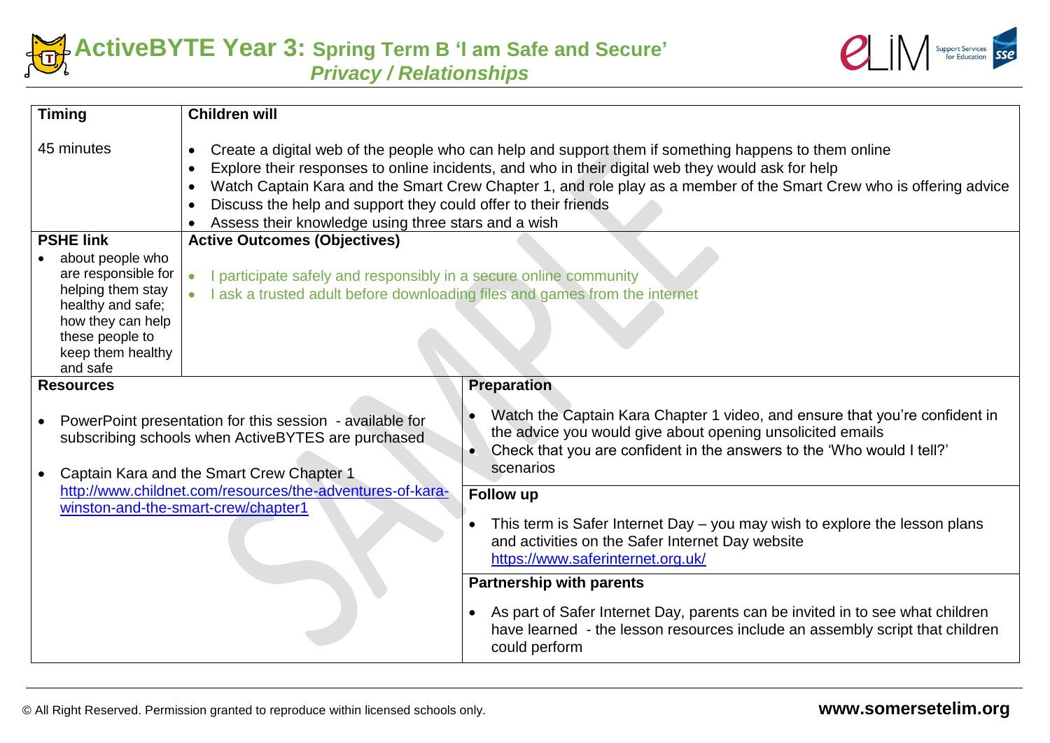# ActiveBYTE Year 3: Spring Term B 'I am Safe and Secure'

## *Privacy / Relationships*

| Timing | Children will |
|---|---|
| 45 minutes | • Create a digital web of the people who can help and support them if something happens to them online<br>• Explore their responses to online incidents, and who in their digital web they would ask for help<br>• Watch Captain Kara and the Smart Crew Chapter 1, and role play as a member of the Smart Crew who is offering advice<br>• Discuss the help and support they could offer to their friends<br>• Assess their knowledge using three stars and a wish |
| **PSHE link**<br>• about people who are responsible for helping them stay healthy and safe; how they can help these people to keep them healthy and safe | **Active Outcomes (Objectives)**<br>• I participate safely and responsibly in a secure online community<br>• I ask a trusted adult before downloading files and games from the internet |

| Resources | Preparation |
|---|---|
| • PowerPoint presentation for this session - available for subscribing schools when ActiveBYTES are purchased<br>• Captain Kara and the Smart Crew Chapter 1 http://www.childnet.com/resources/the-adventures-of-kara-winston-and-the-smart-crew/chapter1 | • Watch the Captain Kara Chapter 1 video, and ensure that you're confident in the advice you would give about opening unsolicited emails<br>• Check that you are confident in the answers to the 'Who would I tell?' scenarios<br><br>**Follow up**<br>• This term is Safer Internet Day – you may wish to explore the lesson plans and activities on the Safer Internet Day website https://www.saferinternet.org.uk/<br><br>**Partnership with parents**<br>• As part of Safer Internet Day, parents can be invited in to see what children have learned - the lesson resources include an assembly script that children could perform |

© All Right Reserved. Permission granted to reproduce within licensed schools only.

**www.somersetelim.org**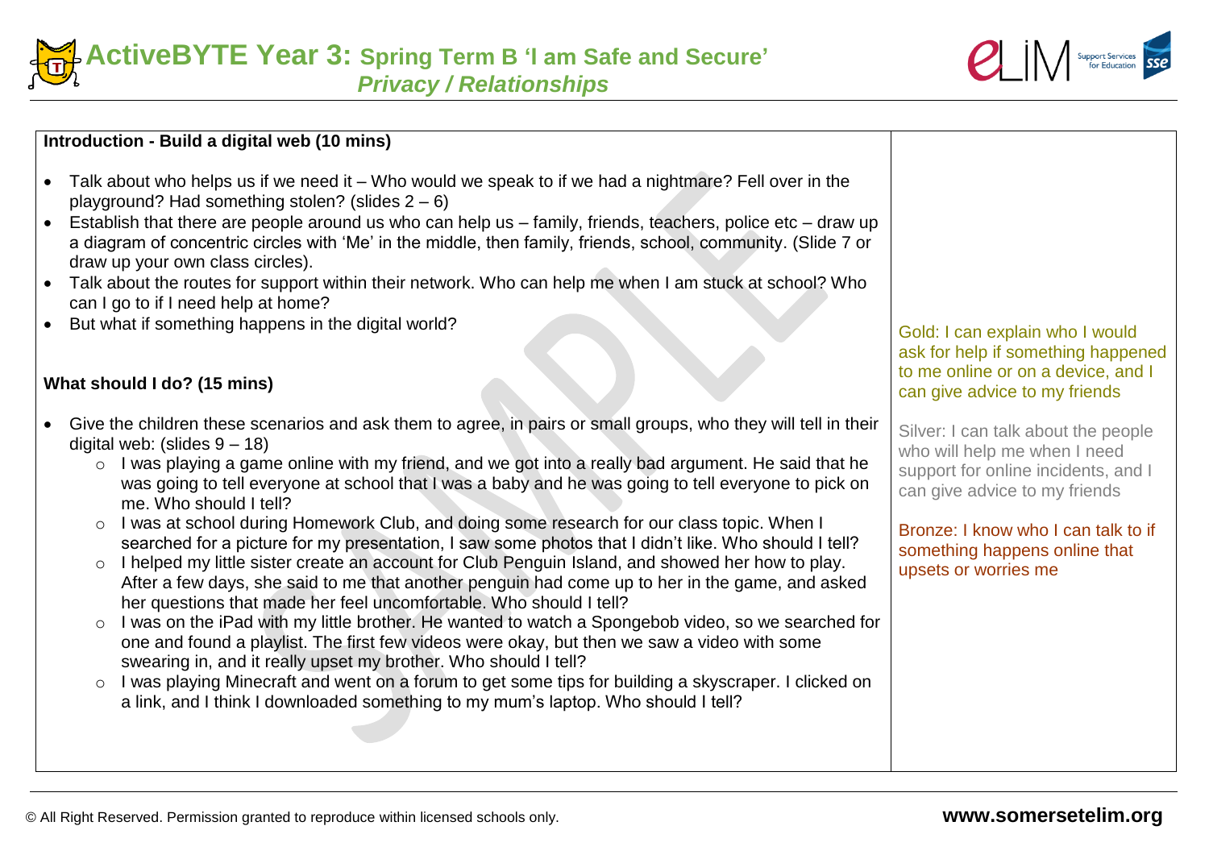# ActiveBYTE Year 3: Spring Term B 'I am Safe and Secure'

## *Privacy / Relationships*

| | |
|---|---|
| **Introduction - Build a digital web (10 mins)**<br><br>• Talk about who helps us if we need it – Who would we speak to if we had a nightmare? Fell over in the playground? Had something stolen? (slides 2 – 6)<br>• Establish that there are people around us who can help us – family, friends, teachers, police etc – draw up a diagram of concentric circles with 'Me' in the middle, then family, friends, school, community. (Slide 7 or draw up your own class circles).<br>• Talk about the routes for support within their network. Who can help me when I am stuck at school? Who can I go to if I need help at home?<br>• But what if something happens in the digital world?<br><br>**What should I do? (15 mins)**<br><br>• Give the children these scenarios and ask them to agree, in pairs or small groups, who they will tell in their digital web: (slides 9 – 18)<br>&nbsp;&nbsp;&nbsp;&nbsp;○ I was playing a game online with my friend, and we got into a really bad argument. He said that he was going to tell everyone at school that I was a baby and he was going to tell everyone to pick on me. Who should I tell?<br>&nbsp;&nbsp;&nbsp;&nbsp;○ I was at school during Homework Club, and doing some research for our class topic. When I searched for a picture for my presentation, I saw some photos that I didn't like. Who should I tell?<br>&nbsp;&nbsp;&nbsp;&nbsp;○ I helped my little sister create an account for Club Penguin Island, and showed her how to play. After a few days, she said to me that another penguin had come up to her in the game, and asked her questions that made her feel uncomfortable. Who should I tell?<br>&nbsp;&nbsp;&nbsp;&nbsp;○ I was on the iPad with my little brother. He wanted to watch a Spongebob video, so we searched for one and found a playlist. The first few videos were okay, but then we saw a video with some swearing in, and it really upset my brother. Who should I tell?<br>&nbsp;&nbsp;&nbsp;&nbsp;○ I was playing Minecraft and went on a forum to get some tips for building a skyscraper. I clicked on a link, and I think I downloaded something to my mum's laptop. Who should I tell? | Gold: I can explain who I would ask for help if something happened to me online or on a device, and I can give advice to my friends<br><br>Silver: I can talk about the people who will help me when I need support for online incidents, and I can give advice to my friends<br><br>Bronze: I know who I can talk to if something happens online that upsets or worries me |

© All Right Reserved. Permission granted to reproduce within licensed schools only.

www.somersetelim.org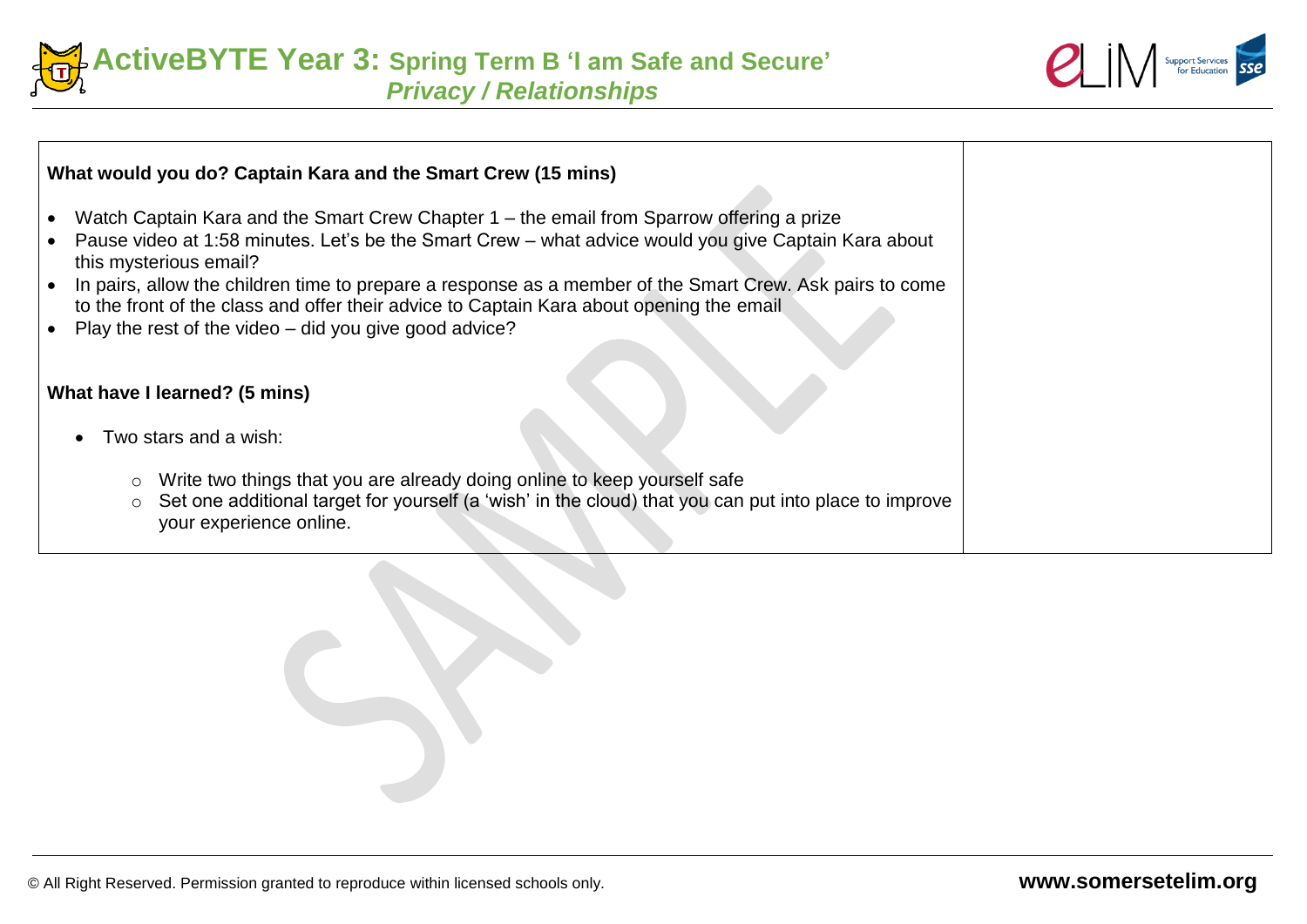# ActiveBYTE Year 3: Spring Term B 'I am Safe and Secure'

## *Privacy / Relationships*

| | |
|---|---|
| **What would you do? Captain Kara and the Smart Crew (15 mins)**<br><br>• Watch Captain Kara and the Smart Crew Chapter 1 – the email from Sparrow offering a prize<br>• Pause video at 1:58 minutes. Let's be the Smart Crew – what advice would you give Captain Kara about this mysterious email?<br>• In pairs, allow the children time to prepare a response as a member of the Smart Crew. Ask pairs to come to the front of the class and offer their advice to Captain Kara about opening the email<br>• Play the rest of the video – did you give good advice?<br><br>**What have I learned? (5 mins)**<br><br>• Two stars and a wish:<br>  ○ Write two things that you are already doing online to keep yourself safe<br>  ○ Set one additional target for yourself (a 'wish' in the cloud) that you can put into place to improve your experience online. | |

© All Right Reserved. Permission granted to reproduce within licensed schools only.

**www.somersetelim.org**